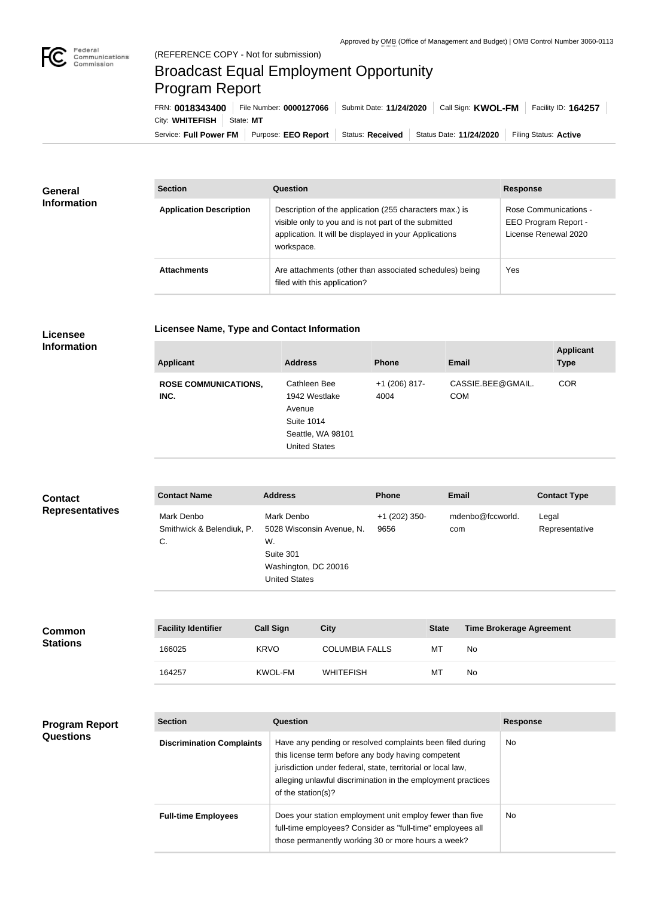Approved by OMB (Office of Management and Budget) | OMB Control Number 3060-0113

(REFERENCE COPY - Not for submission)

# Broadcast Equal Employment Opportunity Program Report

FRN: **0018343400** | File Number: **0000127066** | Submit Date: **11/24/2020** | Call Sign: **KWOL-FM** | Facility ID: **164257** | City: **WHITEFISH** | State: **MT**

Service: **Full Power FM** | Purpose: **EEO Report** | Status: **Received** | Status Date: **11/24/2020** | Filing Status: **Active**

## General Information

| Section | Question | Response |
|---|---|---|
| **Application Description** | Description of the application (255 characters max.) is visible only to you and is not part of the submitted application. It will be displayed in your Applications workspace. | Rose Communications - EEO Program Report - License Renewal 2020 |
| **Attachments** | Are attachments (other than associated schedules) being filed with this application? | Yes |

## Licensee Information

### Licensee Name, Type and Contact Information

| Applicant | Address | Phone | Email | Applicant Type |
|---|---|---|---|---|
| **ROSE COMMUNICATIONS, INC.** | Cathleen Bee<br>1942 Westlake Avenue<br>Suite 1014<br>Seattle, WA 98101<br>United States | +1 (206) 817-4004 | CASSIE.BEE@GMAIL.COM | COR |

## Contact Representatives

| Contact Name | Address | Phone | Email | Contact Type |
|---|---|---|---|---|
| Mark Denbo<br>Smithwick & Belendiuk, P.C. | Mark Denbo<br>5028 Wisconsin Avenue, N.W.<br>Suite 301<br>Washington, DC 20016<br>United States | +1 (202) 350-9656 | mdenbo@fccworld.com | Legal Representative |

## Common Stations

| Facility Identifier | Call Sign | City | State | Time Brokerage Agreement |
|---|---|---|---|---|
| 166025 | KRVO | COLUMBIA FALLS | MT | No |
| 164257 | KWOL-FM | WHITEFISH | MT | No |

## Program Report Questions

| Section | Question | Response |
|---|---|---|
| **Discrimination Complaints** | Have any pending or resolved complaints been filed during this license term before any body having competent jurisdiction under federal, state, territorial or local law, alleging unlawful discrimination in the employment practices of the station(s)? | No |
| **Full-time Employees** | Does your station employment unit employ fewer than five full-time employees? Consider as "full-time" employees all those permanently working 30 or more hours a week? | No |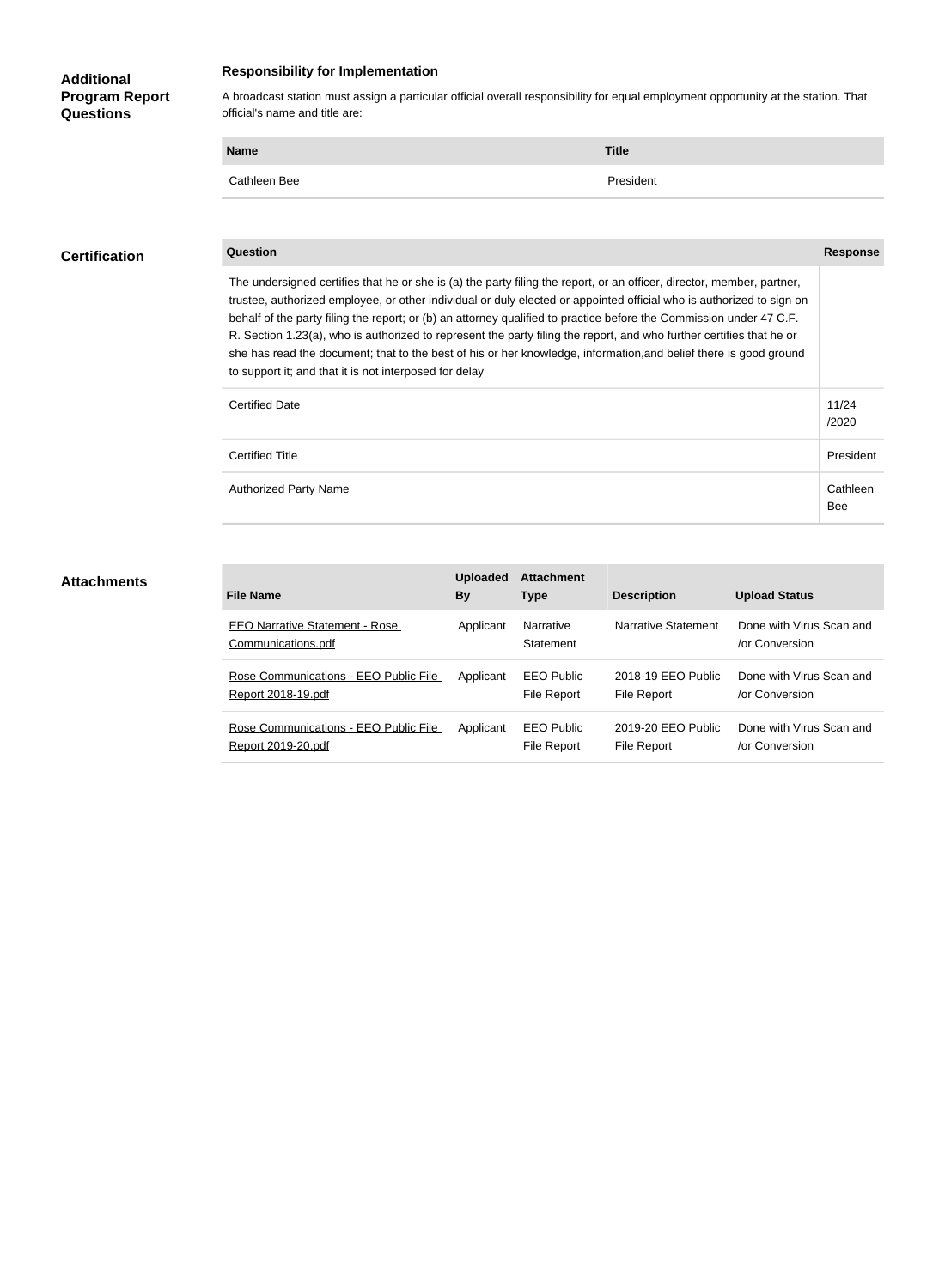## Additional Program Report Questions

**Responsibility for Implementation**

A broadcast station must assign a particular official overall responsibility for equal employment opportunity at the station. That official's name and title are:

| Name | Title |
|---|---|
| Cathleen Bee | President |

## Certification

| Question | Response |
|---|---|
| The undersigned certifies that he or she is (a) the party filing the report, or an officer, director, member, partner, trustee, authorized employee, or other individual or duly elected or appointed official who is authorized to sign on behalf of the party filing the report; or (b) an attorney qualified to practice before the Commission under 47 C.F. R. Section 1.23(a), who is authorized to represent the party filing the report, and who further certifies that he or she has read the document; that to the best of his or her knowledge, information,and belief there is good ground to support it; and that it is not interposed for delay | |
| Certified Date | 11/24/2020 |
| Certified Title | President |
| Authorized Party Name | Cathleen Bee |

## Attachments

| File Name | Uploaded By | Attachment Type | Description | Upload Status |
|---|---|---|---|---|
| EEO Narrative Statement - Rose Communications.pdf | Applicant | Narrative Statement | Narrative Statement | Done with Virus Scan and /or Conversion |
| Rose Communications - EEO Public File Report 2018-19.pdf | Applicant | EEO Public File Report | 2018-19 EEO Public File Report | Done with Virus Scan and /or Conversion |
| Rose Communications - EEO Public File Report 2019-20.pdf | Applicant | EEO Public File Report | 2019-20 EEO Public File Report | Done with Virus Scan and /or Conversion |